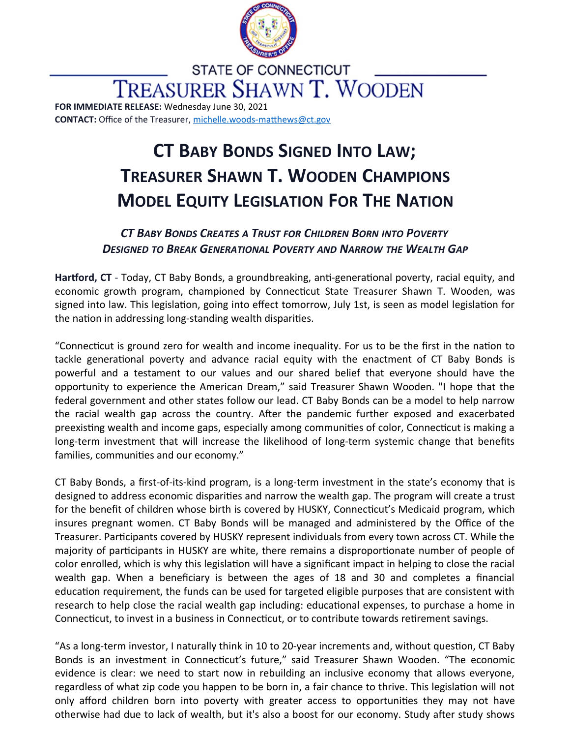STATE OF CONNECTICUT

TREASURER SHAWN T. WOODEN

**FOR IMMEDIATE RELEASE:** Wednesday June 30, 2021
**CONTACT:** Office of the Treasurer, michelle.woods-matthews@ct.gov

# CT BABY BONDS SIGNED INTO LAW; TREASURER SHAWN T. WOODEN CHAMPIONS MODEL EQUITY LEGISLATION FOR THE NATION

### *CT BABY BONDS CREATES A TRUST FOR CHILDREN BORN INTO POVERTY DESIGNED TO BREAK GENERATIONAL POVERTY AND NARROW THE WEALTH GAP*

**Hartford, CT** - Today, CT Baby Bonds, a groundbreaking, anti-generational poverty, racial equity, and economic growth program, championed by Connecticut State Treasurer Shawn T. Wooden, was signed into law. This legislation, going into effect tomorrow, July 1st, is seen as model legislation for the nation in addressing long-standing wealth disparities.

"Connecticut is ground zero for wealth and income inequality. For us to be the first in the nation to tackle generational poverty and advance racial equity with the enactment of CT Baby Bonds is powerful and a testament to our values and our shared belief that everyone should have the opportunity to experience the American Dream," said Treasurer Shawn Wooden. "I hope that the federal government and other states follow our lead. CT Baby Bonds can be a model to help narrow the racial wealth gap across the country. After the pandemic further exposed and exacerbated preexisting wealth and income gaps, especially among communities of color, Connecticut is making a long-term investment that will increase the likelihood of long-term systemic change that benefits families, communities and our economy."

CT Baby Bonds, a first-of-its-kind program, is a long-term investment in the state's economy that is designed to address economic disparities and narrow the wealth gap. The program will create a trust for the benefit of children whose birth is covered by HUSKY, Connecticut's Medicaid program, which insures pregnant women. CT Baby Bonds will be managed and administered by the Office of the Treasurer. Participants covered by HUSKY represent individuals from every town across CT. While the majority of participants in HUSKY are white, there remains a disproportionate number of people of color enrolled, which is why this legislation will have a significant impact in helping to close the racial wealth gap. When a beneficiary is between the ages of 18 and 30 and completes a financial education requirement, the funds can be used for targeted eligible purposes that are consistent with research to help close the racial wealth gap including: educational expenses, to purchase a home in Connecticut, to invest in a business in Connecticut, or to contribute towards retirement savings.

"As a long-term investor, I naturally think in 10 to 20-year increments and, without question, CT Baby Bonds is an investment in Connecticut's future," said Treasurer Shawn Wooden. "The economic evidence is clear: we need to start now in rebuilding an inclusive economy that allows everyone, regardless of what zip code you happen to be born in, a fair chance to thrive. This legislation will not only afford children born into poverty with greater access to opportunities they may not have otherwise had due to lack of wealth, but it's also a boost for our economy. Study after study shows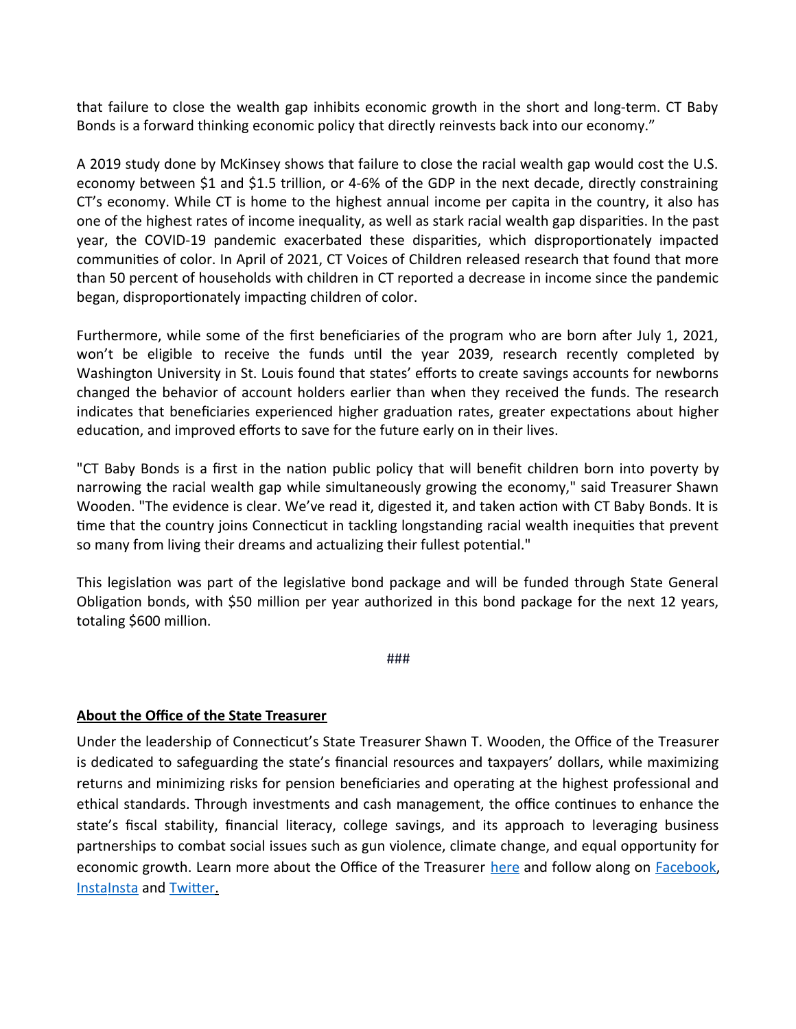that failure to close the wealth gap inhibits economic growth in the short and long-term. CT Baby Bonds is a forward thinking economic policy that directly reinvests back into our economy."

A 2019 study done by McKinsey shows that failure to close the racial wealth gap would cost the U.S. economy between $1 and $1.5 trillion, or 4-6% of the GDP in the next decade, directly constraining CT's economy. While CT is home to the highest annual income per capita in the country, it also has one of the highest rates of income inequality, as well as stark racial wealth gap disparities. In the past year, the COVID-19 pandemic exacerbated these disparities, which disproportionately impacted communities of color. In April of 2021, CT Voices of Children released research that found that more than 50 percent of households with children in CT reported a decrease in income since the pandemic began, disproportionately impacting children of color.

Furthermore, while some of the first beneficiaries of the program who are born after July 1, 2021, won't be eligible to receive the funds until the year 2039, research recently completed by Washington University in St. Louis found that states' efforts to create savings accounts for newborns changed the behavior of account holders earlier than when they received the funds. The research indicates that beneficiaries experienced higher graduation rates, greater expectations about higher education, and improved efforts to save for the future early on in their lives.

"CT Baby Bonds is a first in the nation public policy that will benefit children born into poverty by narrowing the racial wealth gap while simultaneously growing the economy," said Treasurer Shawn Wooden. "The evidence is clear. We've read it, digested it, and taken action with CT Baby Bonds. It is time that the country joins Connecticut in tackling longstanding racial wealth inequities that prevent so many from living their dreams and actualizing their fullest potential."

This legislation was part of the legislative bond package and will be funded through State General Obligation bonds, with $50 million per year authorized in this bond package for the next 12 years, totaling $600 million.

###

**About the Office of the State Treasurer**

Under the leadership of Connecticut's State Treasurer Shawn T. Wooden, the Office of the Treasurer is dedicated to safeguarding the state's financial resources and taxpayers' dollars, while maximizing returns and minimizing risks for pension beneficiaries and operating at the highest professional and ethical standards. Through investments and cash management, the office continues to enhance the state's fiscal stability, financial literacy, college savings, and its approach to leveraging business partnerships to combat social issues such as gun violence, climate change, and equal opportunity for economic growth. Learn more about the Office of the Treasurer here and follow along on Facebook, InstaInsta and Twitter.